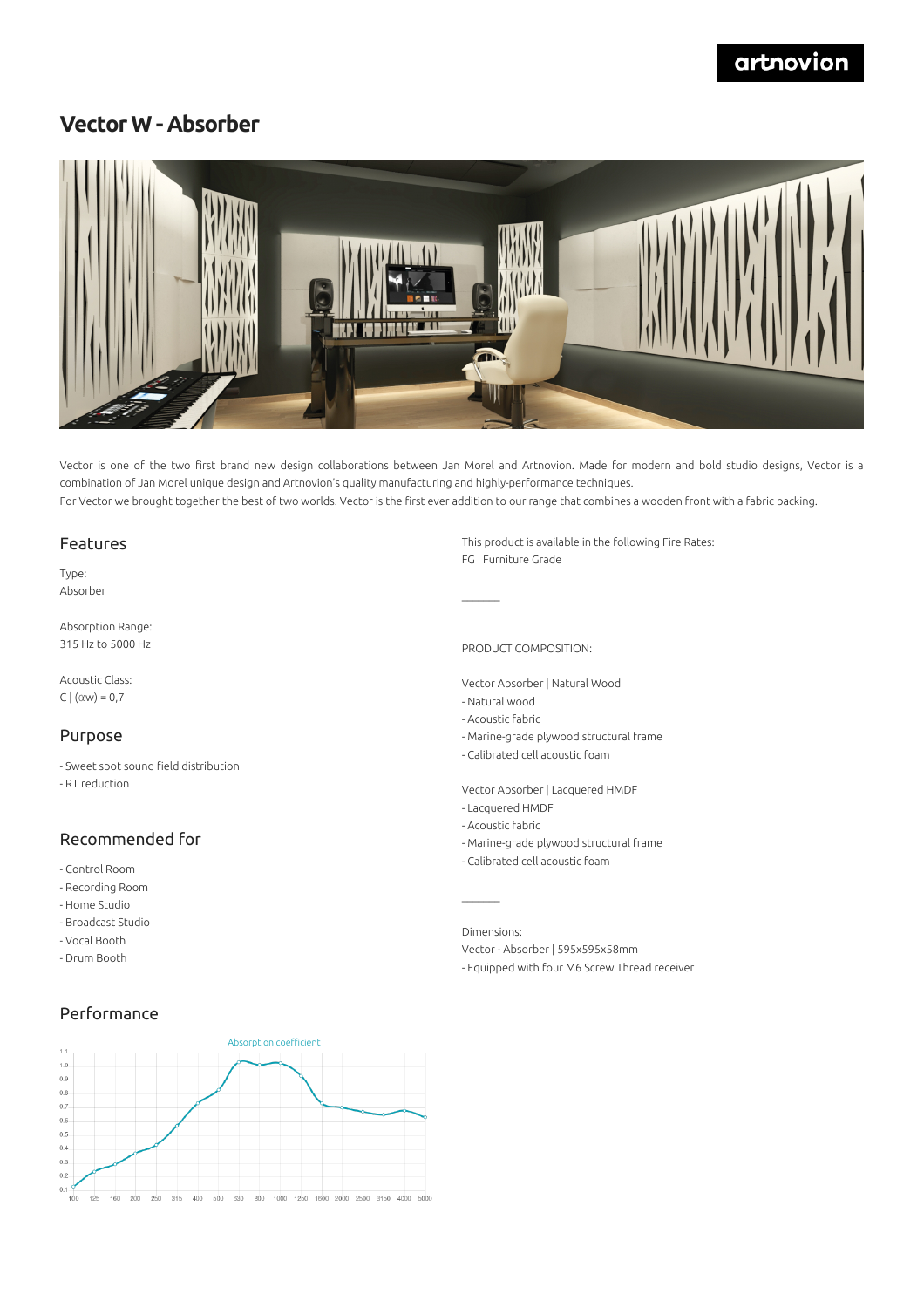# Vector W - Absorber

Vector is one of the two first brand new design collaborations between Jan Morel and Artnovion. Made for modern and bold studio designs, Vector is a combination of Jan Morel unique design and Artnovion's quality manufacturing and highly-performance techniques.
For Vector we brought together the best of two worlds. Vector is the first ever addition to our range that combines a wooden front with a fabric backing.

## Features

Type:
Absorber

Absorption Range:
315 Hz to 5000 Hz

Acoustic Class:
C | (αw) = 0,7

## Purpose

- Sweet spot sound field distribution
- RT reduction

## Recommended for

- Control Room
- Recording Room
- Home Studio
- Broadcast Studio
- Vocal Booth
- Drum Booth

## Performance

Absorption coefficient

This product is available in the following Fire Rates:
FG | Furniture Grade

PRODUCT COMPOSITION:

Vector Absorber | Natural Wood
- Natural wood
- Acoustic fabric
- Marine-grade plywood structural frame
- Calibrated cell acoustic foam

Vector Absorber | Lacquered HMDF
- Lacquered HMDF
- Acoustic fabric
- Marine-grade plywood structural frame
- Calibrated cell acoustic foam

Dimensions:
Vector - Absorber | 595x595x58mm
- Equipped with four M6 Screw Thread receiver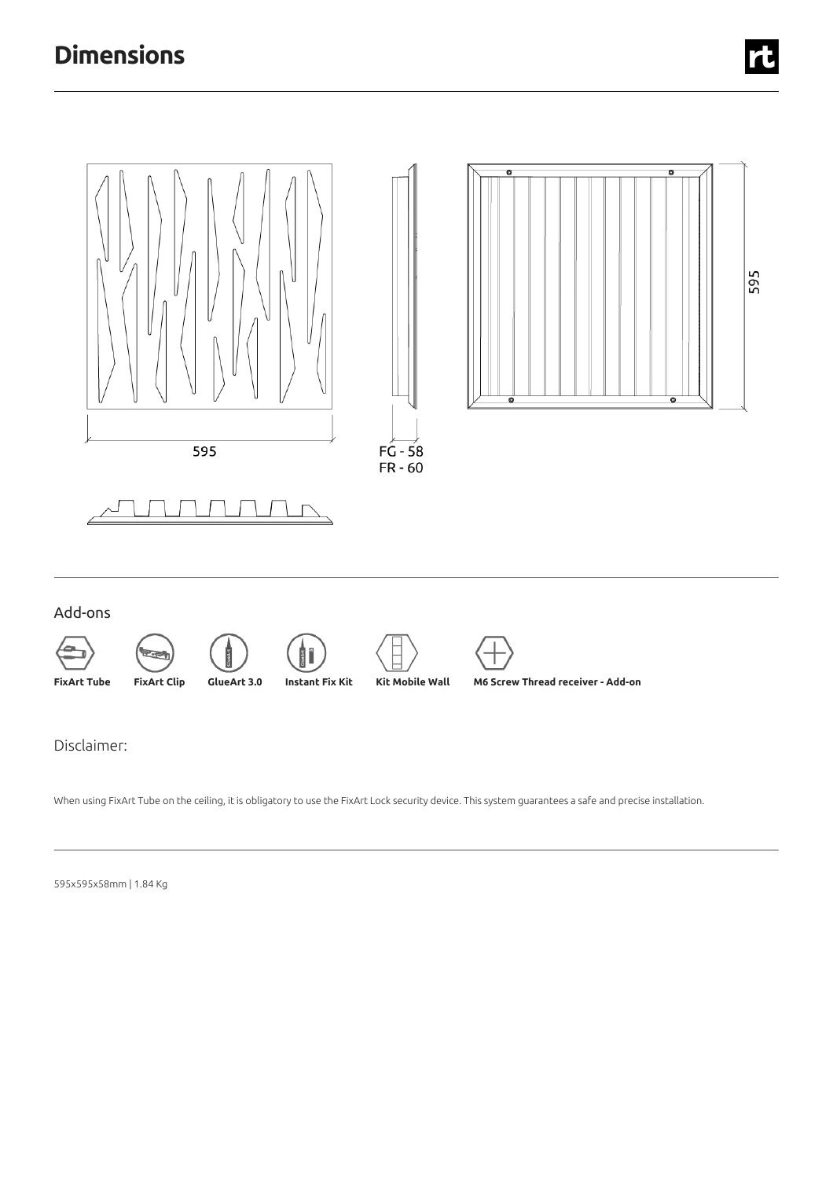# Dimensions

595

FG - 58
FR - 60

595

Add-ons

**FixArt Tube** **FixArt Clip** **GlueArt 3.0** **Instant Fix Kit** **Kit Mobile Wall** **M6 Screw Thread receiver - Add-on**

Disclaimer:

When using FixArt Tube on the ceiling, it is obligatory to use the FixArt Lock security device. This system guarantees a safe and precise installation.

595x595x58mm | 1.84 Kg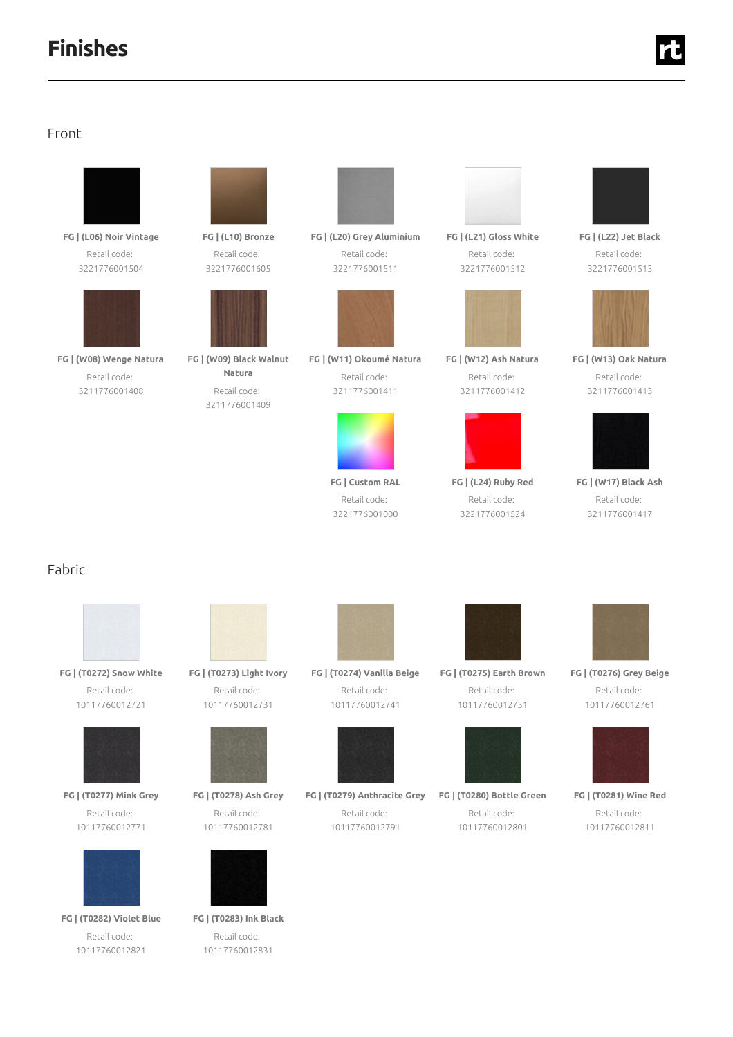# Finishes

## Front

**FG | (L06) Noir Vintage**
Retail code:
3221776001504

**FG | (L10) Bronze**
Retail code:
3221776001605

**FG | (L20) Grey Aluminium**
Retail code:
3221776001511

**FG | (L21) Gloss White**
Retail code:
3221776001512

**FG | (L22) Jet Black**
Retail code:
3221776001513

**FG | (W08) Wenge Natura**
Retail code:
3211776001408

**FG | (W09) Black Walnut Natura**
Retail code:
3211776001409

**FG | (W11) Okoumé Natura**
Retail code:
3211776001411

**FG | (W12) Ash Natura**
Retail code:
3211776001412

**FG | (W13) Oak Natura**
Retail code:
3211776001413

**FG | Custom RAL**
Retail code:
3221776001000

**FG | (L24) Ruby Red**
Retail code:
3221776001524

**FG | (W17) Black Ash**
Retail code:
3211776001417

## Fabric

**FG | (T0272) Snow White**
Retail code:
10117760012721

**FG | (T0273) Light Ivory**
Retail code:
10117760012731

**FG | (T0274) Vanilla Beige**
Retail code:
10117760012741

**FG | (T0275) Earth Brown**
Retail code:
10117760012751

**FG | (T0276) Grey Beige**
Retail code:
10117760012761

**FG | (T0277) Mink Grey**
Retail code:
10117760012771

**FG | (T0278) Ash Grey**
Retail code:
10117760012781

**FG | (T0279) Anthracite Grey**
Retail code:
10117760012791

**FG | (T0280) Bottle Green**
Retail code:
10117760012801

**FG | (T0281) Wine Red**
Retail code:
10117760012811

**FG | (T0282) Violet Blue**
Retail code:
10117760012821

**FG | (T0283) Ink Black**
Retail code:
10117760012831